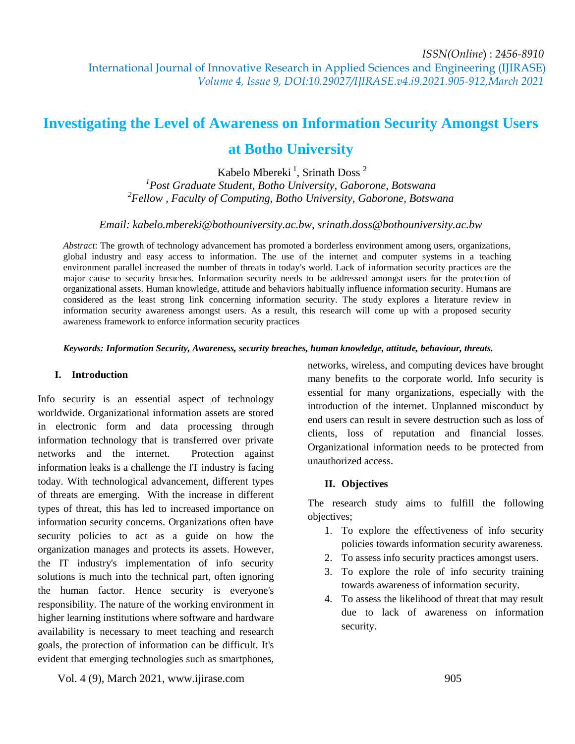# Investigating the Level of Awareness on Information Security Amongst Users at Botho University

Kabelo Mbereki [1], Srinath Doss [2]

[1]*Post Graduate Student, Botho University, Gaborone, Botswana*
[2]*Fellow , Faculty of Computing, Botho University, Gaborone, Botswana*

*Email: kabelo.mbereki@bothouniversity.ac.bw, srinath.doss@bothouniversity.ac.bw*

*Abstract*: The growth of technology advancement has promoted a borderless environment among users, organizations, global industry and easy access to information. The use of the internet and computer systems in a teaching environment parallel increased the number of threats in today's world. Lack of information security practices are the major cause to security breaches. Information security needs to be addressed amongst users for the protection of organizational assets. Human knowledge, attitude and behaviors habitually influence information security. Humans are considered as the least strong link concerning information security. The study explores a literature review in information security awareness amongst users. As a result, this research will come up with a proposed security awareness framework to enforce information security practices

***Keywords: Information Security, Awareness, security breaches, human knowledge, attitude, behaviour, threats.***

## I. Introduction

Info security is an essential aspect of technology worldwide. Organizational information assets are stored in electronic form and data processing through information technology that is transferred over private networks and the internet. Protection against information leaks is a challenge the IT industry is facing today. With technological advancement, different types of threats are emerging. With the increase in different types of threat, this has led to increased importance on information security concerns. Organizations often have security policies to act as a guide on how the organization manages and protects its assets. However, the IT industry's implementation of info security solutions is much into the technical part, often ignoring the human factor. Hence security is everyone's responsibility. The nature of the working environment in higher learning institutions where software and hardware availability is necessary to meet teaching and research goals, the protection of information can be difficult. It's evident that emerging technologies such as smartphones, networks, wireless, and computing devices have brought many benefits to the corporate world. Info security is essential for many organizations, especially with the introduction of the internet. Unplanned misconduct by end users can result in severe destruction such as loss of clients, loss of reputation and financial losses. Organizational information needs to be protected from unauthorized access.

## II. Objectives

The research study aims to fulfill the following objectives;

1. To explore the effectiveness of info security policies towards information security awareness.
2. To assess info security practices amongst users.
3. To explore the role of info security training towards awareness of information security.
4. To assess the likelihood of threat that may result due to lack of awareness on information security.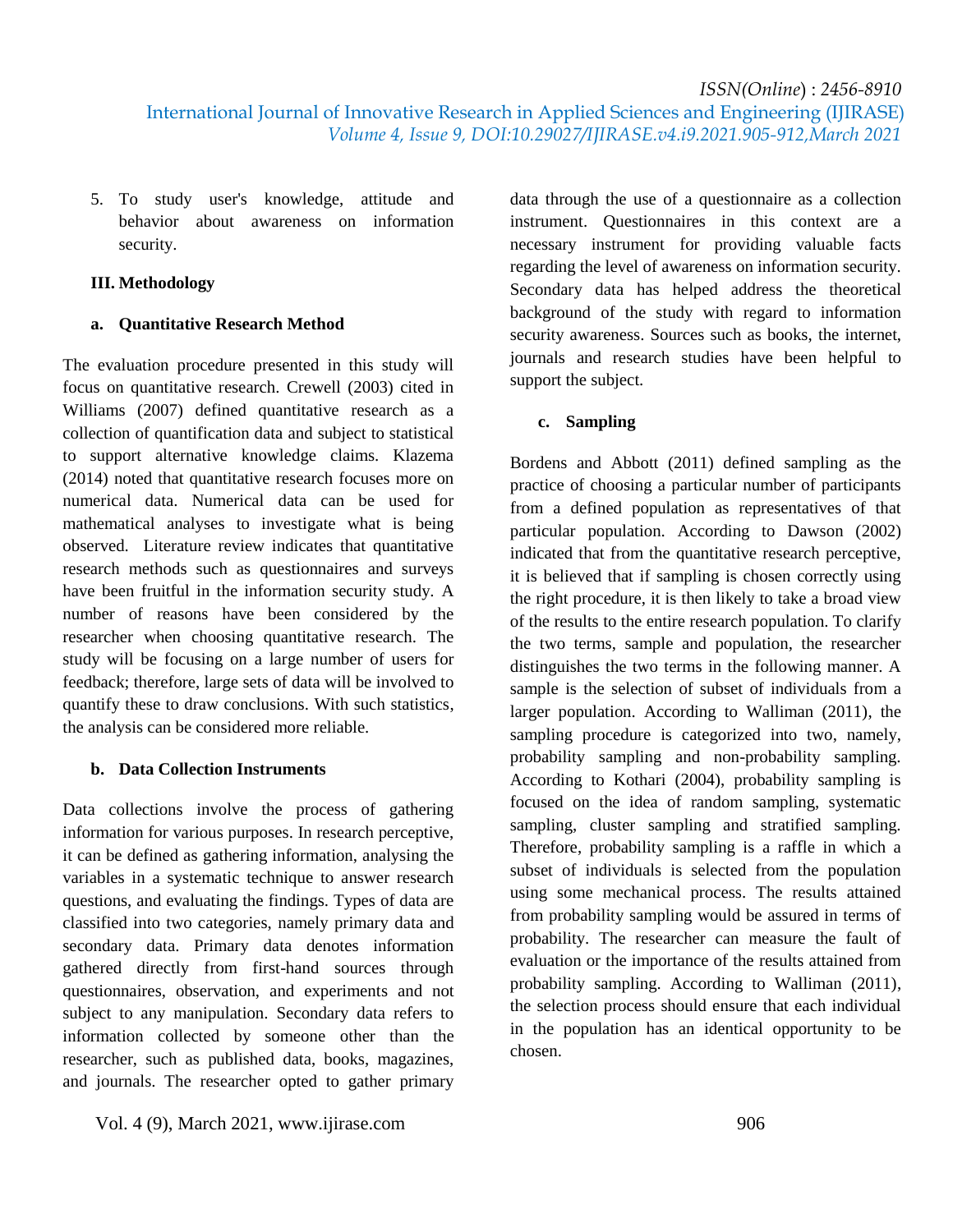5. To study user's knowledge, attitude and behavior about awareness on information security.

## III. Methodology

### a. Quantitative Research Method

The evaluation procedure presented in this study will focus on quantitative research. Crewell (2003) cited in Williams (2007) defined quantitative research as a collection of quantification data and subject to statistical to support alternative knowledge claims. Klazema (2014) noted that quantitative research focuses more on numerical data. Numerical data can be used for mathematical analyses to investigate what is being observed. Literature review indicates that quantitative research methods such as questionnaires and surveys have been fruitful in the information security study. A number of reasons have been considered by the researcher when choosing quantitative research. The study will be focusing on a large number of users for feedback; therefore, large sets of data will be involved to quantify these to draw conclusions. With such statistics, the analysis can be considered more reliable.

### b. Data Collection Instruments

Data collections involve the process of gathering information for various purposes. In research perceptive, it can be defined as gathering information, analysing the variables in a systematic technique to answer research questions, and evaluating the findings. Types of data are classified into two categories, namely primary data and secondary data. Primary data denotes information gathered directly from first-hand sources through questionnaires, observation, and experiments and not subject to any manipulation. Secondary data refers to information collected by someone other than the researcher, such as published data, books, magazines, and journals. The researcher opted to gather primary data through the use of a questionnaire as a collection instrument. Questionnaires in this context are a necessary instrument for providing valuable facts regarding the level of awareness on information security. Secondary data has helped address the theoretical background of the study with regard to information security awareness. Sources such as books, the internet, journals and research studies have been helpful to support the subject.

### c. Sampling

Bordens and Abbott (2011) defined sampling as the practice of choosing a particular number of participants from a defined population as representatives of that particular population. According to Dawson (2002) indicated that from the quantitative research perceptive, it is believed that if sampling is chosen correctly using the right procedure, it is then likely to take a broad view of the results to the entire research population. To clarify the two terms, sample and population, the researcher distinguishes the two terms in the following manner. A sample is the selection of subset of individuals from a larger population. According to Walliman (2011), the sampling procedure is categorized into two, namely, probability sampling and non-probability sampling. According to Kothari (2004), probability sampling is focused on the idea of random sampling, systematic sampling, cluster sampling and stratified sampling. Therefore, probability sampling is a raffle in which a subset of individuals is selected from the population using some mechanical process. The results attained from probability sampling would be assured in terms of probability. The researcher can measure the fault of evaluation or the importance of the results attained from probability sampling. According to Walliman (2011), the selection process should ensure that each individual in the population has an identical opportunity to be chosen.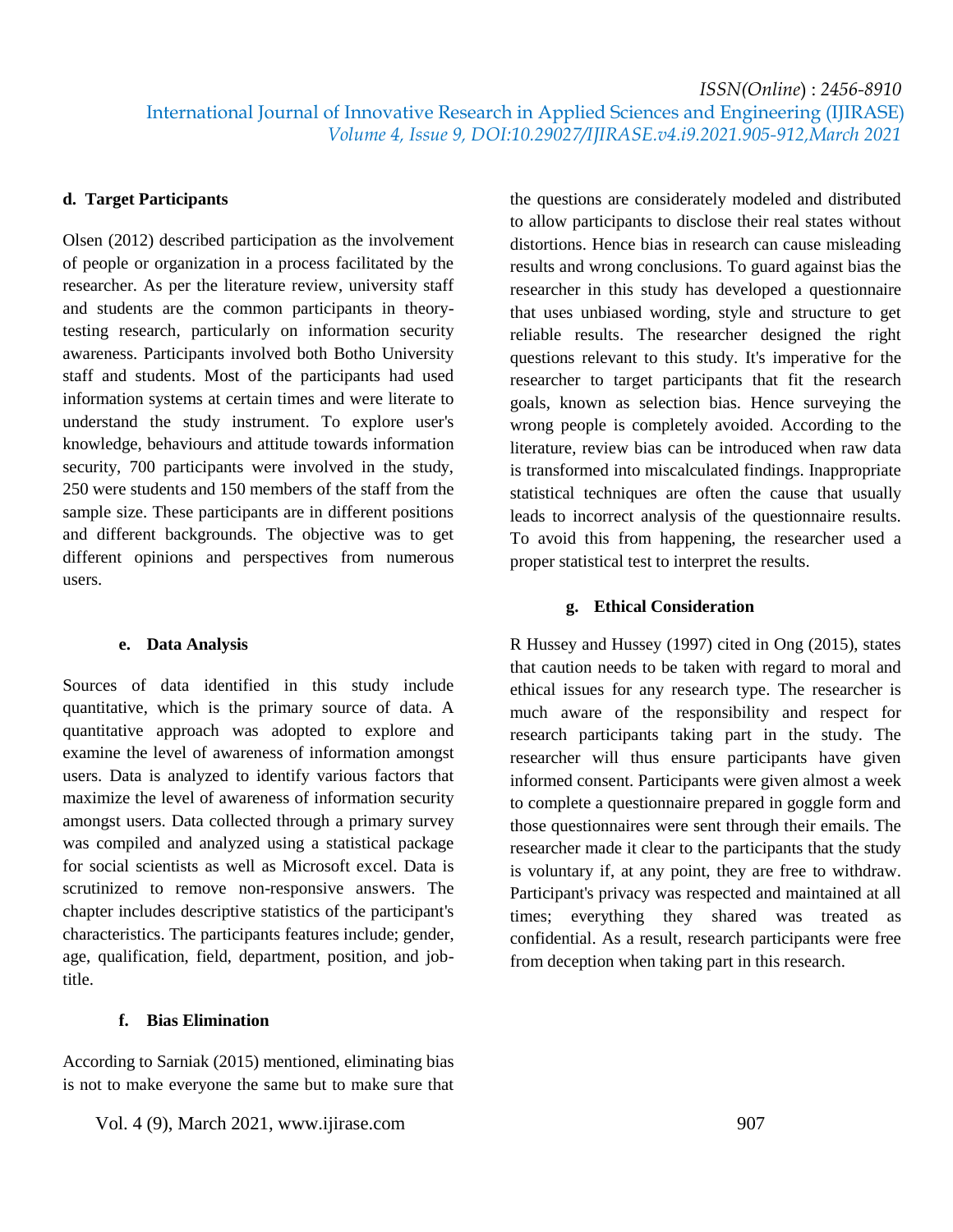#### d. Target Participants

Olsen (2012) described participation as the involvement of people or organization in a process facilitated by the researcher. As per the literature review, university staff and students are the common participants in theory-testing research, particularly on information security awareness. Participants involved both Botho University staff and students. Most of the participants had used information systems at certain times and were literate to understand the study instrument. To explore user's knowledge, behaviours and attitude towards information security, 700 participants were involved in the study, 250 were students and 150 members of the staff from the sample size. These participants are in different positions and different backgrounds. The objective was to get different opinions and perspectives from numerous users.

#### e. Data Analysis

Sources of data identified in this study include quantitative, which is the primary source of data. A quantitative approach was adopted to explore and examine the level of awareness of information amongst users. Data is analyzed to identify various factors that maximize the level of awareness of information security amongst users. Data collected through a primary survey was compiled and analyzed using a statistical package for social scientists as well as Microsoft excel. Data is scrutinized to remove non-responsive answers. The chapter includes descriptive statistics of the participant's characteristics. The participants features include; gender, age, qualification, field, department, position, and job-title.

#### f. Bias Elimination

According to Sarniak (2015) mentioned, eliminating bias is not to make everyone the same but to make sure that the questions are considerately modeled and distributed to allow participants to disclose their real states without distortions. Hence bias in research can cause misleading results and wrong conclusions. To guard against bias the researcher in this study has developed a questionnaire that uses unbiased wording, style and structure to get reliable results. The researcher designed the right questions relevant to this study. It's imperative for the researcher to target participants that fit the research goals, known as selection bias. Hence surveying the wrong people is completely avoided. According to the literature, review bias can be introduced when raw data is transformed into miscalculated findings. Inappropriate statistical techniques are often the cause that usually leads to incorrect analysis of the questionnaire results. To avoid this from happening, the researcher used a proper statistical test to interpret the results.

#### g. Ethical Consideration

R Hussey and Hussey (1997) cited in Ong (2015), states that caution needs to be taken with regard to moral and ethical issues for any research type. The researcher is much aware of the responsibility and respect for research participants taking part in the study. The researcher will thus ensure participants have given informed consent. Participants were given almost a week to complete a questionnaire prepared in goggle form and those questionnaires were sent through their emails. The researcher made it clear to the participants that the study is voluntary if, at any point, they are free to withdraw. Participant's privacy was respected and maintained at all times; everything they shared was treated as confidential. As a result, research participants were free from deception when taking part in this research.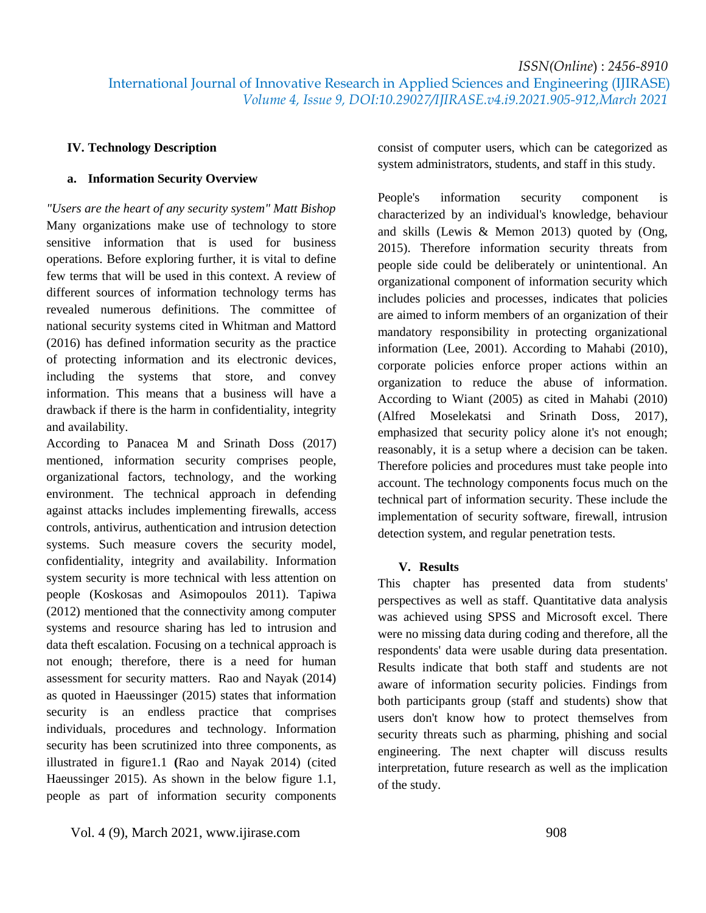## IV. Technology Description

### a. Information Security Overview

*"Users are the heart of any security system" Matt Bishop*

Many organizations make use of technology to store sensitive information that is used for business operations. Before exploring further, it is vital to define few terms that will be used in this context. A review of different sources of information technology terms has revealed numerous definitions. The committee of national security systems cited in Whitman and Mattord (2016) has defined information security as the practice of protecting information and its electronic devices, including the systems that store, and convey information. This means that a business will have a drawback if there is the harm in confidentiality, integrity and availability.

According to Panacea M and Srinath Doss (2017) mentioned, information security comprises people, organizational factors, technology, and the working environment. The technical approach in defending against attacks includes implementing firewalls, access controls, antivirus, authentication and intrusion detection systems. Such measure covers the security model, confidentiality, integrity and availability. Information system security is more technical with less attention on people (Koskosas and Asimopoulos 2011). Tapiwa (2012) mentioned that the connectivity among computer systems and resource sharing has led to intrusion and data theft escalation. Focusing on a technical approach is not enough; therefore, there is a need for human assessment for security matters. Rao and Nayak (2014) as quoted in Haeussinger (2015) states that information security is an endless practice that comprises individuals, procedures and technology. Information security has been scrutinized into three components, as illustrated in figure1.1 **(**Rao and Nayak 2014) (cited Haeussinger 2015). As shown in the below figure 1.1, people as part of information security components consist of computer users, which can be categorized as system administrators, students, and staff in this study.

People's information security component is characterized by an individual's knowledge, behaviour and skills (Lewis & Memon 2013) quoted by (Ong, 2015). Therefore information security threats from people side could be deliberately or unintentional. An organizational component of information security which includes policies and processes, indicates that policies are aimed to inform members of an organization of their mandatory responsibility in protecting organizational information (Lee, 2001). According to Mahabi (2010), corporate policies enforce proper actions within an organization to reduce the abuse of information. According to Wiant (2005) as cited in Mahabi (2010) (Alfred Moselekatsi and Srinath Doss, 2017), emphasized that security policy alone it's not enough; reasonably, it is a setup where a decision can be taken. Therefore policies and procedures must take people into account. The technology components focus much on the technical part of information security. These include the implementation of security software, firewall, intrusion detection system, and regular penetration tests.

## V. Results

This chapter has presented data from students' perspectives as well as staff. Quantitative data analysis was achieved using SPSS and Microsoft excel. There were no missing data during coding and therefore, all the respondents' data were usable during data presentation. Results indicate that both staff and students are not aware of information security policies. Findings from both participants group (staff and students) show that users don't know how to protect themselves from security threats such as pharming, phishing and social engineering. The next chapter will discuss results interpretation, future research as well as the implication of the study.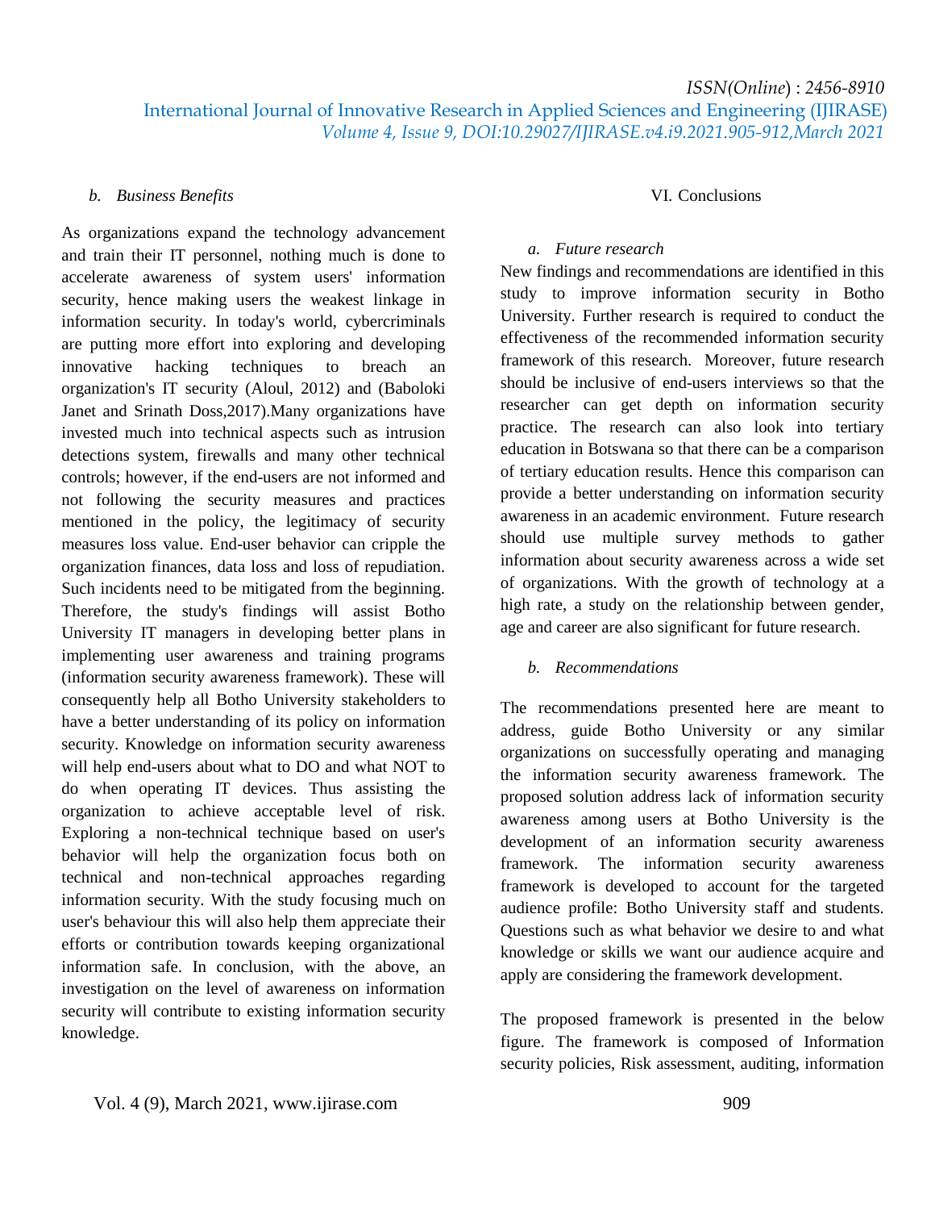### *b. Business Benefits*

As organizations expand the technology advancement and train their IT personnel, nothing much is done to accelerate awareness of system users' information security, hence making users the weakest linkage in information security. In today's world, cybercriminals are putting more effort into exploring and developing innovative hacking techniques to breach an organization's IT security (Aloul, 2012) and (Baboloki Janet and Srinath Doss,2017).Many organizations have invested much into technical aspects such as intrusion detections system, firewalls and many other technical controls; however, if the end-users are not informed and not following the security measures and practices mentioned in the policy, the legitimacy of security measures loss value. End-user behavior can cripple the organization finances, data loss and loss of repudiation. Such incidents need to be mitigated from the beginning. Therefore, the study's findings will assist Botho University IT managers in developing better plans in implementing user awareness and training programs (information security awareness framework). These will consequently help all Botho University stakeholders to have a better understanding of its policy on information security. Knowledge on information security awareness will help end-users about what to DO and what NOT to do when operating IT devices. Thus assisting the organization to achieve acceptable level of risk. Exploring a non-technical technique based on user's behavior will help the organization focus both on technical and non-technical approaches regarding information security. With the study focusing much on user's behaviour this will also help them appreciate their efforts or contribution towards keeping organizational information safe. In conclusion, with the above, an investigation on the level of awareness on information security will contribute to existing information security knowledge.

## VI. Conclusions

### *a. Future research*

New findings and recommendations are identified in this study to improve information security in Botho University. Further research is required to conduct the effectiveness of the recommended information security framework of this research. Moreover, future research should be inclusive of end-users interviews so that the researcher can get depth on information security practice. The research can also look into tertiary education in Botswana so that there can be a comparison of tertiary education results. Hence this comparison can provide a better understanding on information security awareness in an academic environment. Future research should use multiple survey methods to gather information about security awareness across a wide set of organizations. With the growth of technology at a high rate, a study on the relationship between gender, age and career are also significant for future research.

### *b. Recommendations*

The recommendations presented here are meant to address, guide Botho University or any similar organizations on successfully operating and managing the information security awareness framework. The proposed solution address lack of information security awareness among users at Botho University is the development of an information security awareness framework. The information security awareness framework is developed to account for the targeted audience profile: Botho University staff and students. Questions such as what behavior we desire to and what knowledge or skills we want our audience acquire and apply are considering the framework development.

The proposed framework is presented in the below figure. The framework is composed of Information security policies, Risk assessment, auditing, information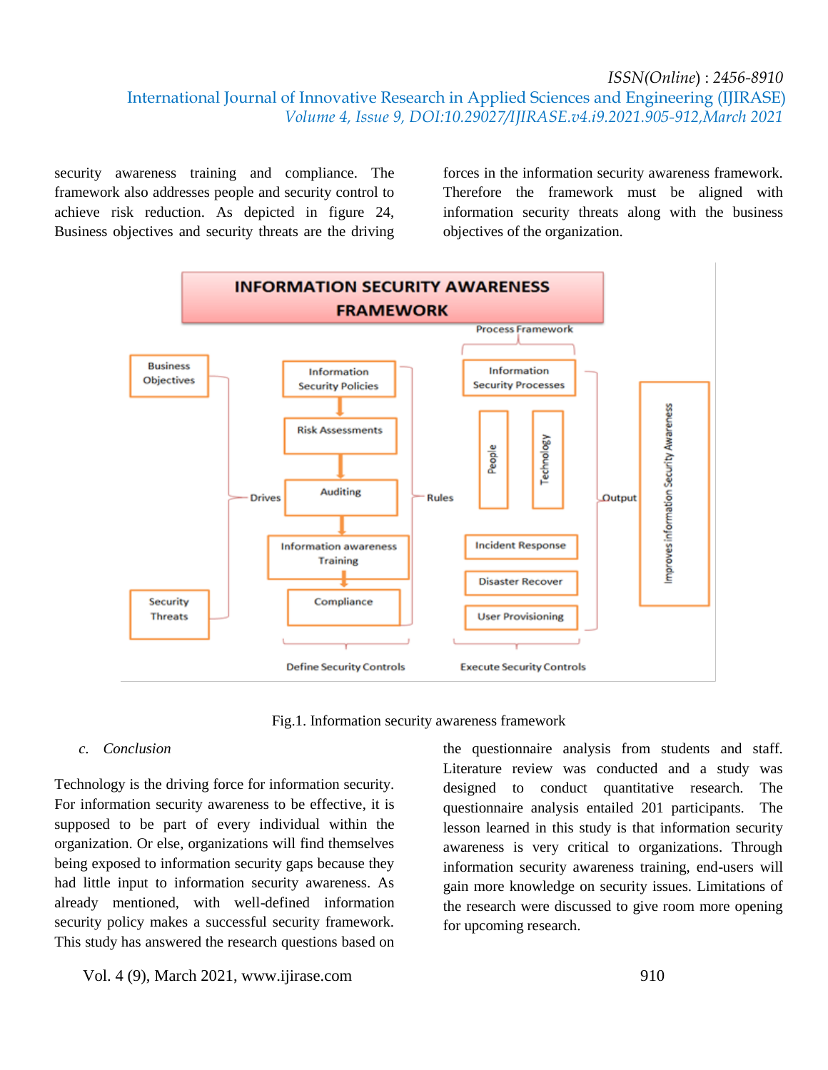security awareness training and compliance. The framework also addresses people and security control to achieve risk reduction. As depicted in figure 24, Business objectives and security threats are the driving forces in the information security awareness framework. Therefore the framework must be aligned with information security threats along with the business objectives of the organization.

Fig.1. Information security awareness framework

### c. Conclusion

Technology is the driving force for information security. For information security awareness to be effective, it is supposed to be part of every individual within the organization. Or else, organizations will find themselves being exposed to information security gaps because they had little input to information security awareness. As already mentioned, with well-defined information security policy makes a successful security framework. This study has answered the research questions based on the questionnaire analysis from students and staff. Literature review was conducted and a study was designed to conduct quantitative research. The questionnaire analysis entailed 201 participants. The lesson learned in this study is that information security awareness is very critical to organizations. Through information security awareness training, end-users will gain more knowledge on security issues. Limitations of the research were discussed to give room more opening for upcoming research.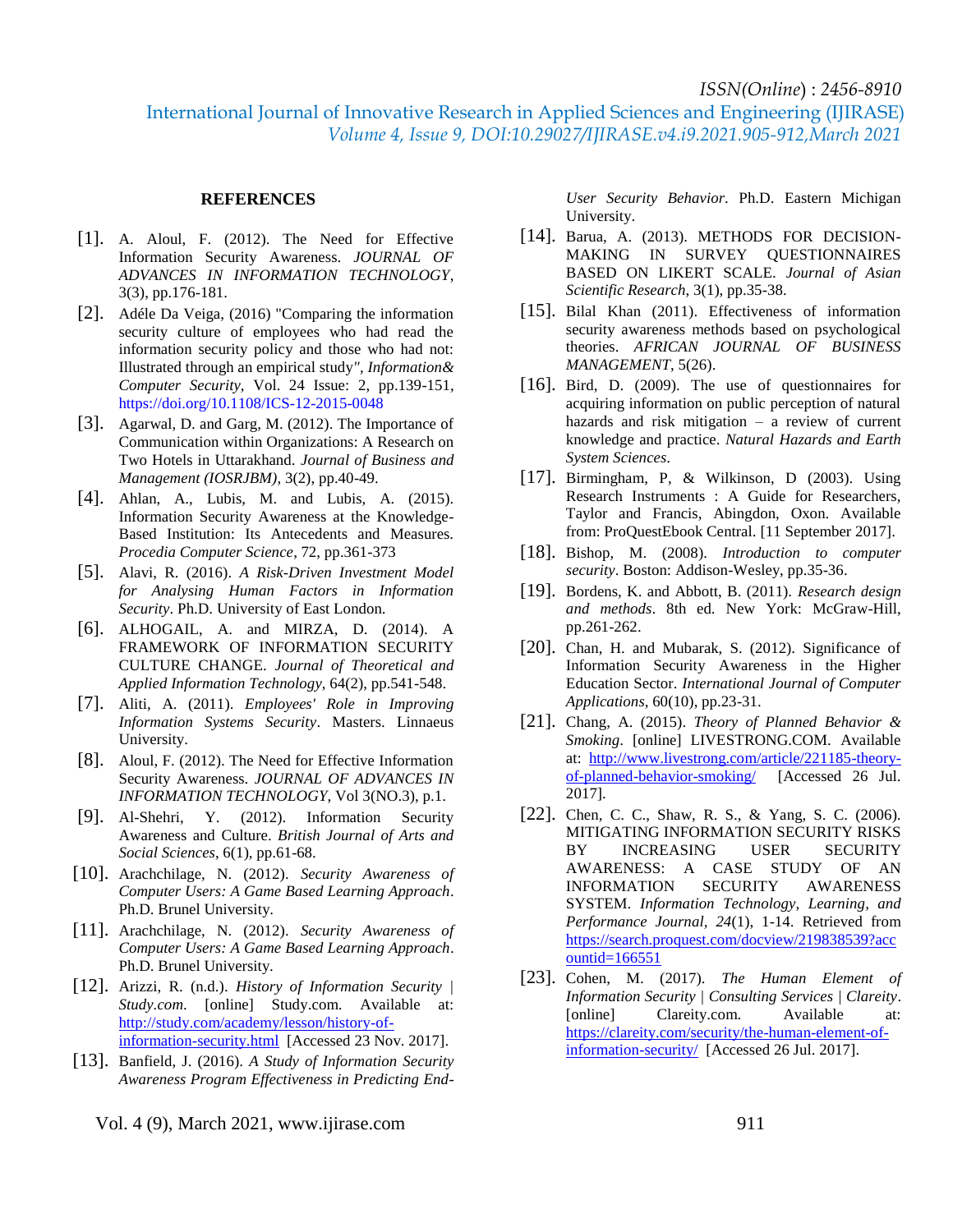## REFERENCES

[1]. A. Aloul, F. (2012). The Need for Effective Information Security Awareness. *JOURNAL OF ADVANCES IN INFORMATION TECHNOLOGY*, 3(3), pp.176-181.

[2]. Adéle Da Veiga, (2016) "Comparing the information security culture of employees who had read the information security policy and those who had not: Illustrated through an empirical study", *Information& Computer Security*, Vol. 24 Issue: 2, pp.139-151, https://doi.org/10.1108/ICS-12-2015-0048

[3]. Agarwal, D. and Garg, M. (2012). The Importance of Communication within Organizations: A Research on Two Hotels in Uttarakhand. *Journal of Business and Management (IOSRJBM)*, 3(2), pp.40-49.

[4]. Ahlan, A., Lubis, M. and Lubis, A. (2015). Information Security Awareness at the Knowledge-Based Institution: Its Antecedents and Measures. *Procedia Computer Science*, 72, pp.361-373

[5]. Alavi, R. (2016). *A Risk-Driven Investment Model for Analysing Human Factors in Information Security*. Ph.D. University of East London.

[6]. ALHOGAIL, A. and MIRZA, D. (2014). A FRAMEWORK OF INFORMATION SECURITY CULTURE CHANGE. *Journal of Theoretical and Applied Information Technology*, 64(2), pp.541-548.

[7]. Aliti, A. (2011). *Employees' Role in Improving Information Systems Security*. Masters. Linnaeus University.

[8]. Aloul, F. (2012). The Need for Effective Information Security Awareness. *JOURNAL OF ADVANCES IN INFORMATION TECHNOLOGY*, Vol 3(NO.3), p.1.

[9]. Al-Shehri, Y. (2012). Information Security Awareness and Culture. *British Journal of Arts and Social Sciences*, 6(1), pp.61-68.

[10]. Arachchilage, N. (2012). *Security Awareness of Computer Users: A Game Based Learning Approach*. Ph.D. Brunel University.

[11]. Arachchilage, N. (2012). *Security Awareness of Computer Users: A Game Based Learning Approach*. Ph.D. Brunel University.

[12]. Arizzi, R. (n.d.). *History of Information Security | Study.com*. [online] Study.com. Available at: http://study.com/academy/lesson/history-of-information-security.html [Accessed 23 Nov. 2017].

[13]. Banfield, J. (2016). *A Study of Information Security Awareness Program Effectiveness in Predicting End-User Security Behavior*. Ph.D. Eastern Michigan University.

[14]. Barua, A. (2013). METHODS FOR DECISION-MAKING IN SURVEY QUESTIONNAIRES BASED ON LIKERT SCALE. *Journal of Asian Scientific Research*, 3(1), pp.35-38.

[15]. Bilal Khan (2011). Effectiveness of information security awareness methods based on psychological theories. *AFRICAN JOURNAL OF BUSINESS MANAGEMENT*, 5(26).

[16]. Bird, D. (2009). The use of questionnaires for acquiring information on public perception of natural hazards and risk mitigation – a review of current knowledge and practice. *Natural Hazards and Earth System Sciences*.

[17]. Birmingham, P, & Wilkinson, D (2003). Using Research Instruments : A Guide for Researchers, Taylor and Francis, Abingdon, Oxon. Available from: ProQuestEbook Central. [11 September 2017].

[18]. Bishop, M. (2008). *Introduction to computer security*. Boston: Addison-Wesley, pp.35-36.

[19]. Bordens, K. and Abbott, B. (2011). *Research design and methods*. 8th ed. New York: McGraw-Hill, pp.261-262.

[20]. Chan, H. and Mubarak, S. (2012). Significance of Information Security Awareness in the Higher Education Sector. *International Journal of Computer Applications*, 60(10), pp.23-31.

[21]. Chang, A. (2015). *Theory of Planned Behavior & Smoking*. [online] LIVESTRONG.COM. Available at: http://www.livestrong.com/article/221185-theory-of-planned-behavior-smoking/ [Accessed 26 Jul. 2017].

[22]. Chen, C. C., Shaw, R. S., & Yang, S. C. (2006). MITIGATING INFORMATION SECURITY RISKS BY INCREASING USER SECURITY AWARENESS: A CASE STUDY OF AN INFORMATION SECURITY AWARENESS SYSTEM. *Information Technology, Learning, and Performance Journal, 24*(1), 1-14. Retrieved from https://search.proquest.com/docview/219838539?accountid=166551

[23]. Cohen, M. (2017). *The Human Element of Information Security | Consulting Services | Clareity*. [online] Clareity.com. Available at: https://clareity.com/security/the-human-element-of-information-security/ [Accessed 26 Jul. 2017].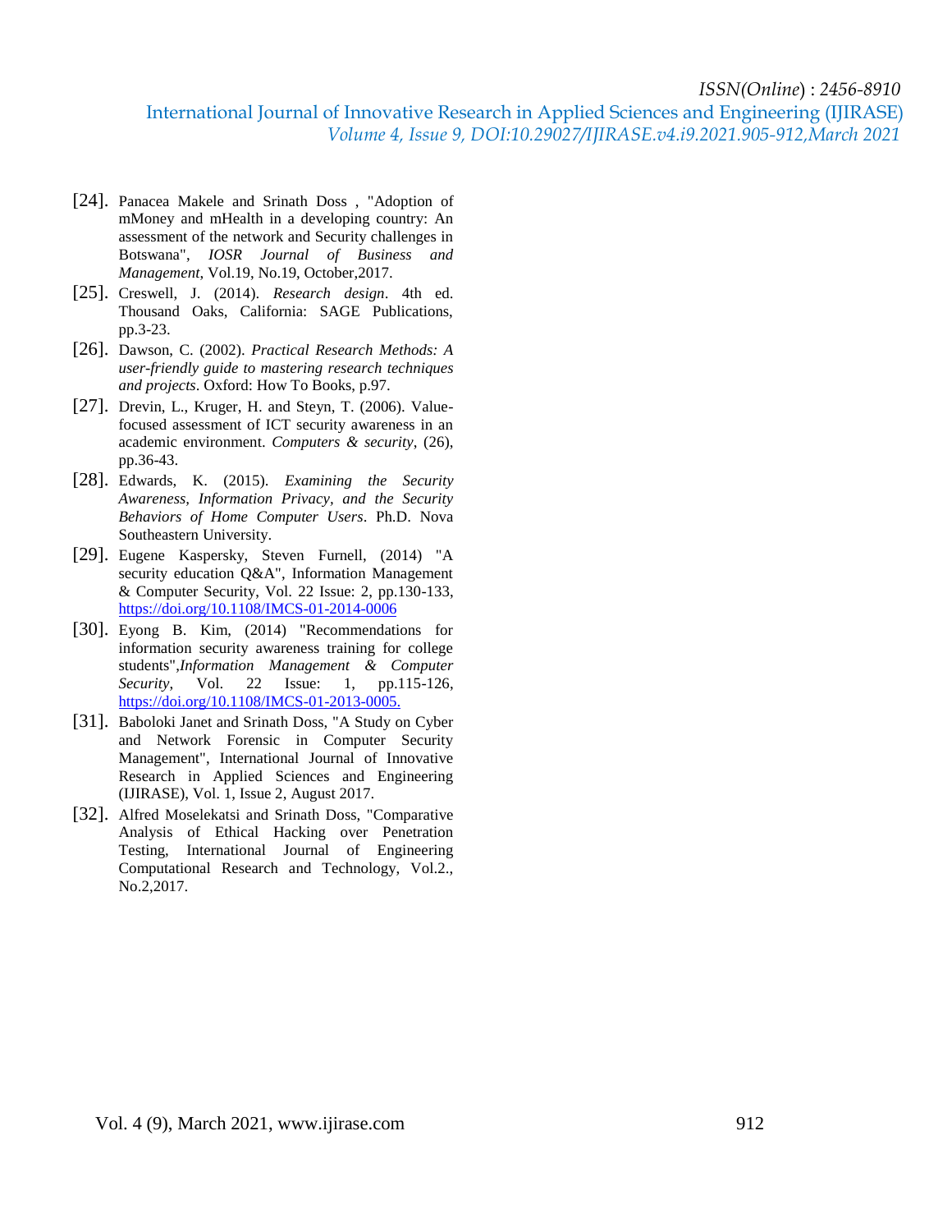[24]. Panacea Makele and Srinath Doss , "Adoption of mMoney and mHealth in a developing country: An assessment of the network and Security challenges in Botswana", *IOSR Journal of Business and Management*, Vol.19, No.19, October,2017.

[25]. Creswell, J. (2014). *Research design*. 4th ed. Thousand Oaks, California: SAGE Publications, pp.3-23.

[26]. Dawson, C. (2002). *Practical Research Methods: A user-friendly guide to mastering research techniques and projects*. Oxford: How To Books, p.97.

[27]. Drevin, L., Kruger, H. and Steyn, T. (2006). Value-focused assessment of ICT security awareness in an academic environment. *Computers & security*, (26), pp.36-43.

[28]. Edwards, K. (2015). *Examining the Security Awareness, Information Privacy, and the Security Behaviors of Home Computer Users*. Ph.D. Nova Southeastern University.

[29]. Eugene Kaspersky, Steven Furnell, (2014) "A security education Q&A", Information Management & Computer Security, Vol. 22 Issue: 2, pp.130-133, https://doi.org/10.1108/IMCS-01-2014-0006

[30]. Eyong B. Kim, (2014) "Recommendations for information security awareness training for college students",*Information Management & Computer Security*, Vol. 22 Issue: 1, pp.115-126, https://doi.org/10.1108/IMCS-01-2013-0005.

[31]. Baboloki Janet and Srinath Doss, "A Study on Cyber and Network Forensic in Computer Security Management", International Journal of Innovative Research in Applied Sciences and Engineering (IJIRASE), Vol. 1, Issue 2, August 2017.

[32]. Alfred Moselekatsi and Srinath Doss, "Comparative Analysis of Ethical Hacking over Penetration Testing, International Journal of Engineering Computational Research and Technology, Vol.2., No.2,2017.